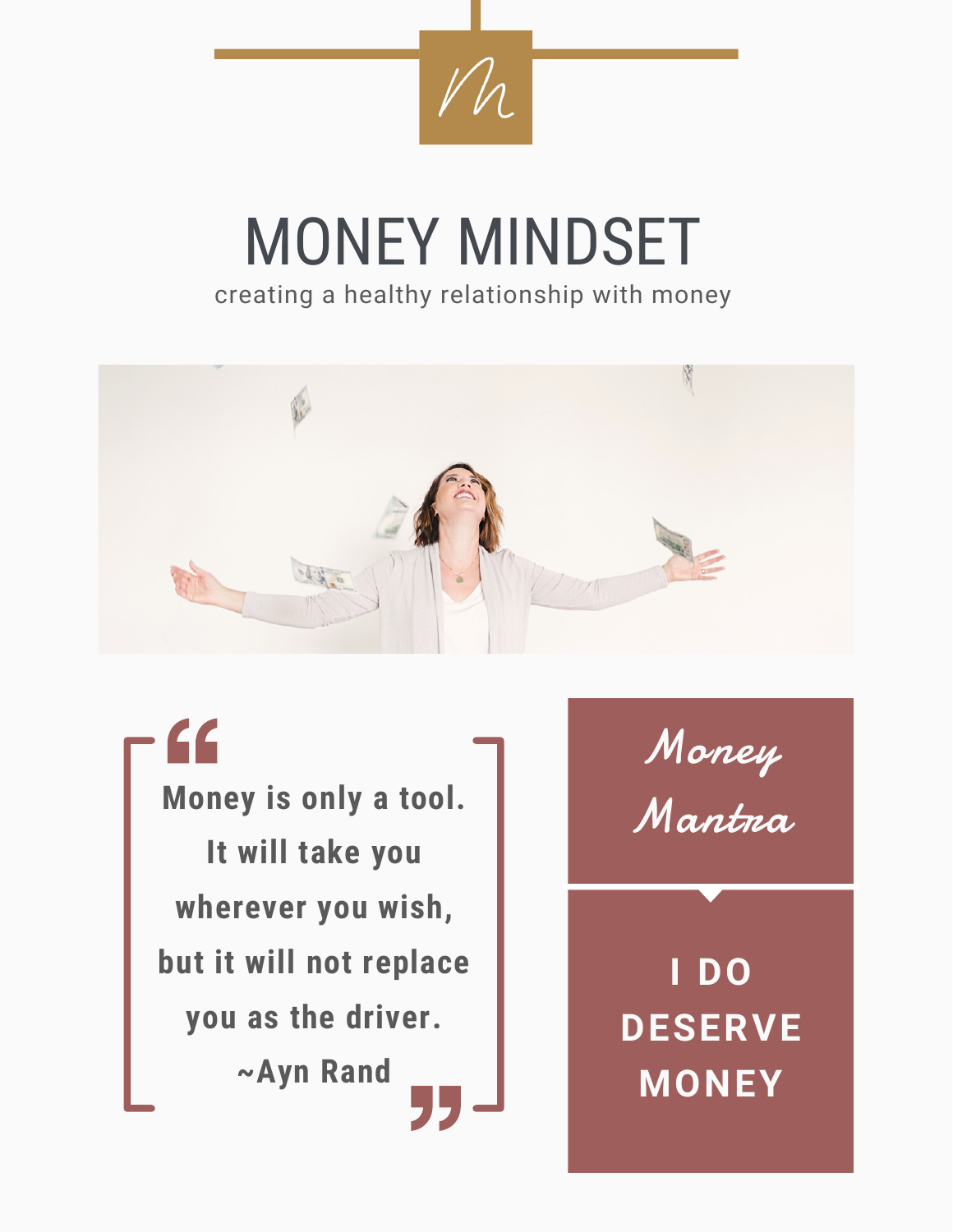# MONEY MINDSET

creating a healthy relationship with money

> **Money is only a tool. It will take you wherever you wish, but it will not replace you as the driver.**
>
> **~Ayn Rand**

## *Money Mantra*

**I DO DESERVE MONEY**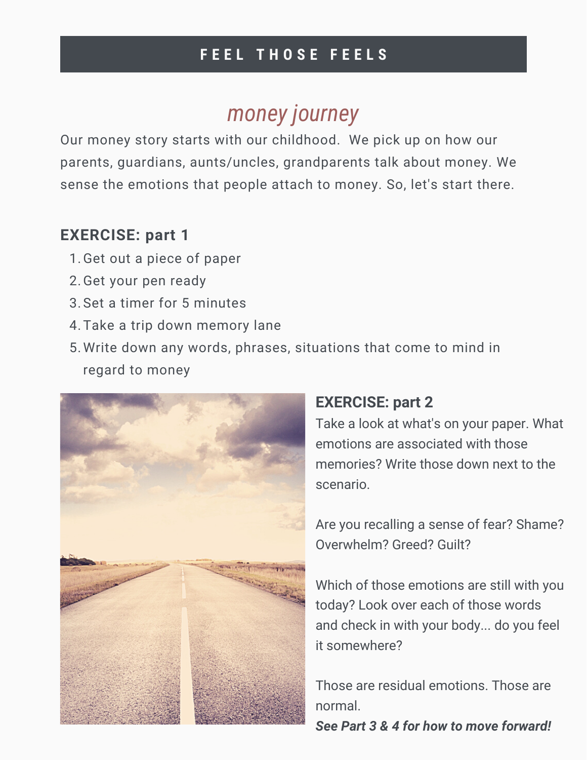# FEEL THOSE FEELS

## *money journey*

Our money story starts with our childhood. We pick up on how our parents, guardians, aunts/uncles, grandparents talk about money. We sense the emotions that people attach to money. So, let's start there.

### EXERCISE: part 1

1. Get out a piece of paper
2. Get your pen ready
3. Set a timer for 5 minutes
4. Take a trip down memory lane
5. Write down any words, phrases, situations that come to mind in regard to money

### EXERCISE: part 2

Take a look at what's on your paper. What emotions are associated with those memories? Write those down next to the scenario.

Are you recalling a sense of fear? Shame? Overwhelm? Greed? Guilt?

Which of those emotions are still with you today? Look over each of those words and check in with your body... do you feel it somewhere?

Those are residual emotions. Those are normal.

***See Part 3 & 4 for how to move forward!***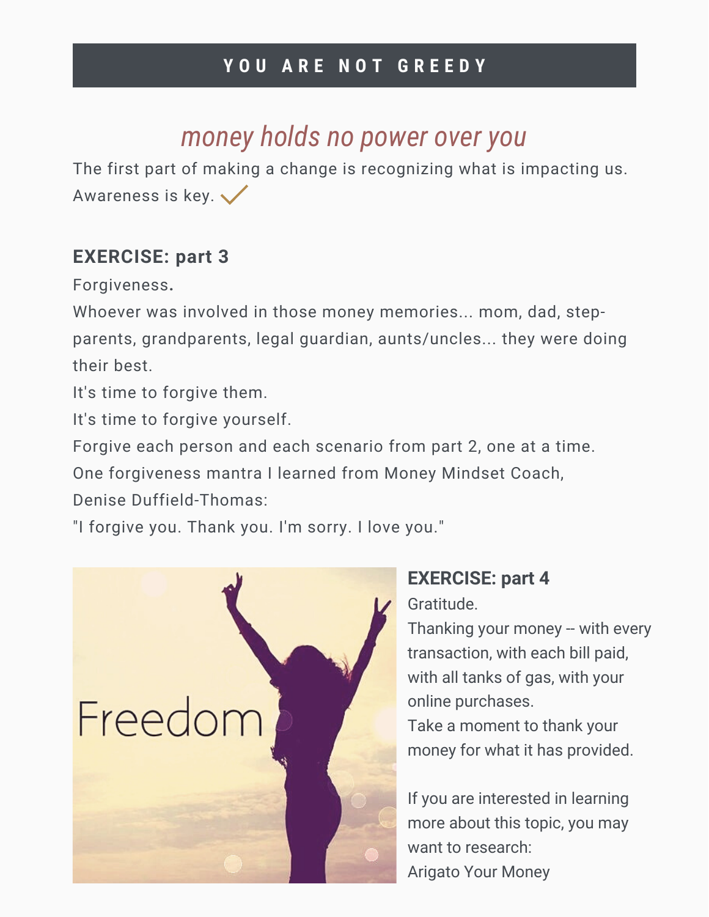# YOU ARE NOT GREEDY

## *money holds no power over you*

The first part of making a change is recognizing what is impacting us. Awareness is key. ✓

### EXERCISE: part 3

Forgiveness.

Whoever was involved in those money memories... mom, dad, step-parents, grandparents, legal guardian, aunts/uncles... they were doing their best.

It's time to forgive them.

It's time to forgive yourself.

Forgive each person and each scenario from part 2, one at a time.

One forgiveness mantra I learned from Money Mindset Coach, Denise Duffield-Thomas:

"I forgive you. Thank you. I'm sorry. I love you."

### EXERCISE: part 4

Gratitude.

Thanking your money -- with every transaction, with each bill paid, with all tanks of gas, with your online purchases.

Take a moment to thank your money for what it has provided.

If you are interested in learning more about this topic, you may want to research:

Arigato Your Money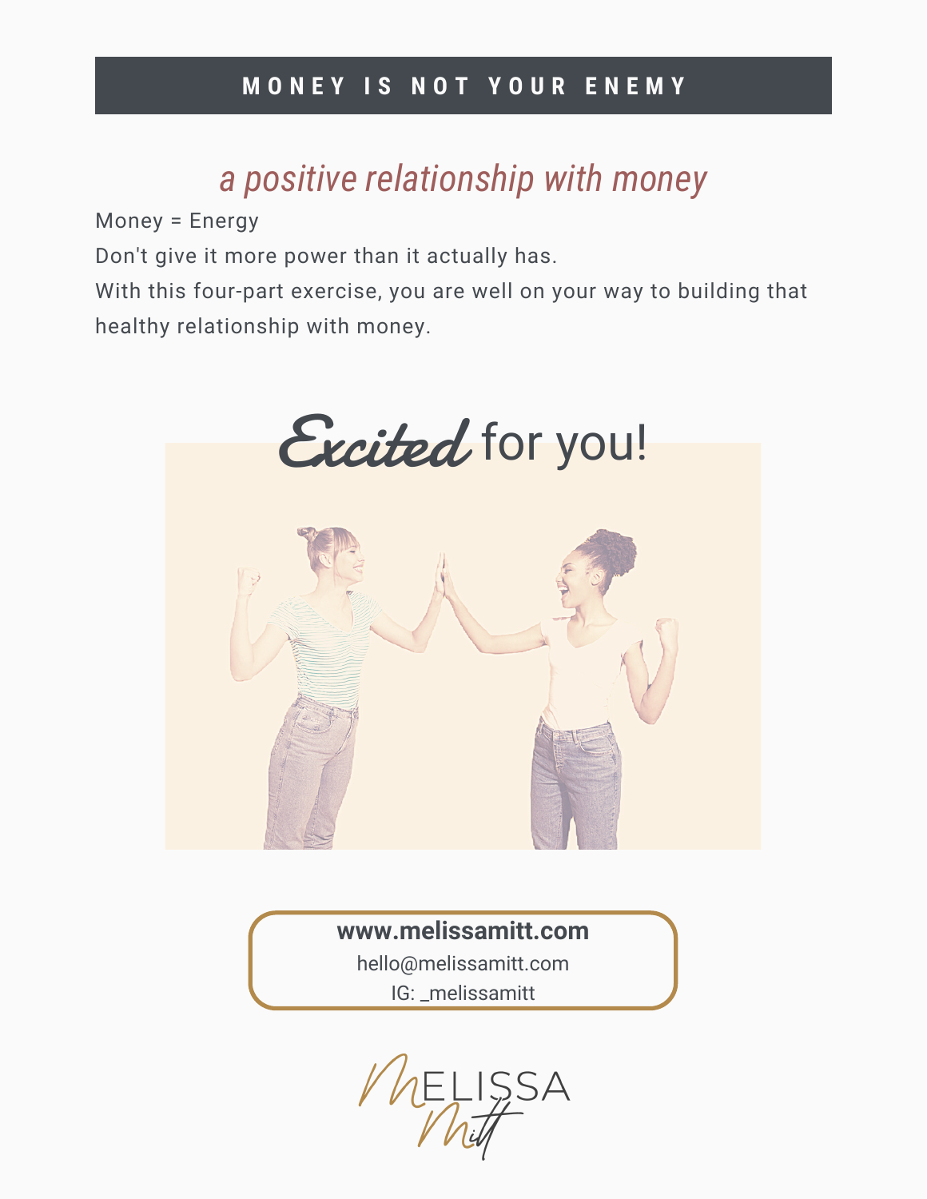# MONEY IS NOT YOUR ENEMY

## *a positive relationship with money*

Money = Energy

Don't give it more power than it actually has.

With this four-part exercise, you are well on your way to building that healthy relationship with money.

*Excited* for you!

**www.melissamitt.com**

hello@melissamitt.com

IG: _melissamitt

Melissa Mitt